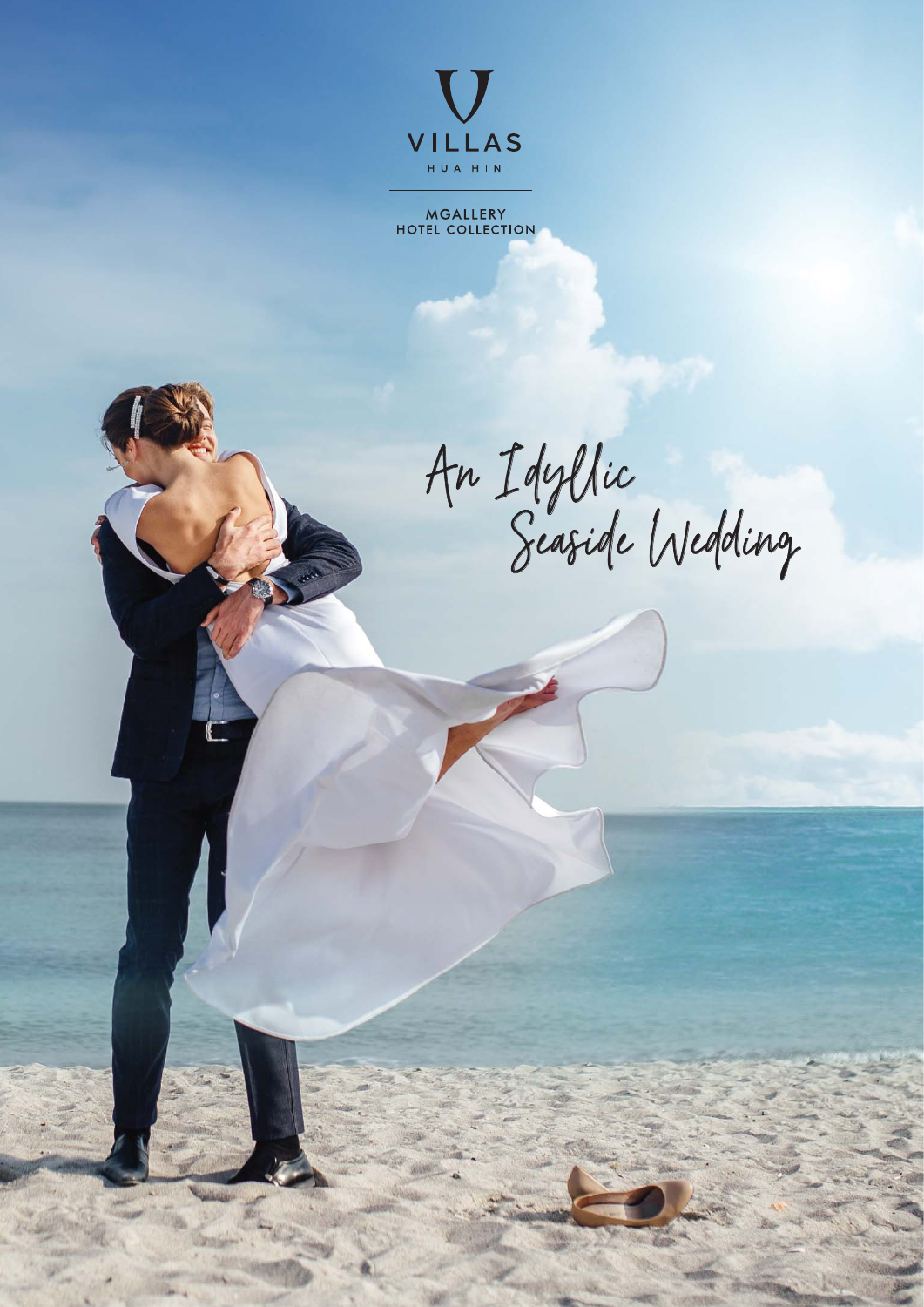V

VILLAS

HUA HIN

MGALLERY
HOTEL COLLECTION

# An Idyllic Seaside Wedding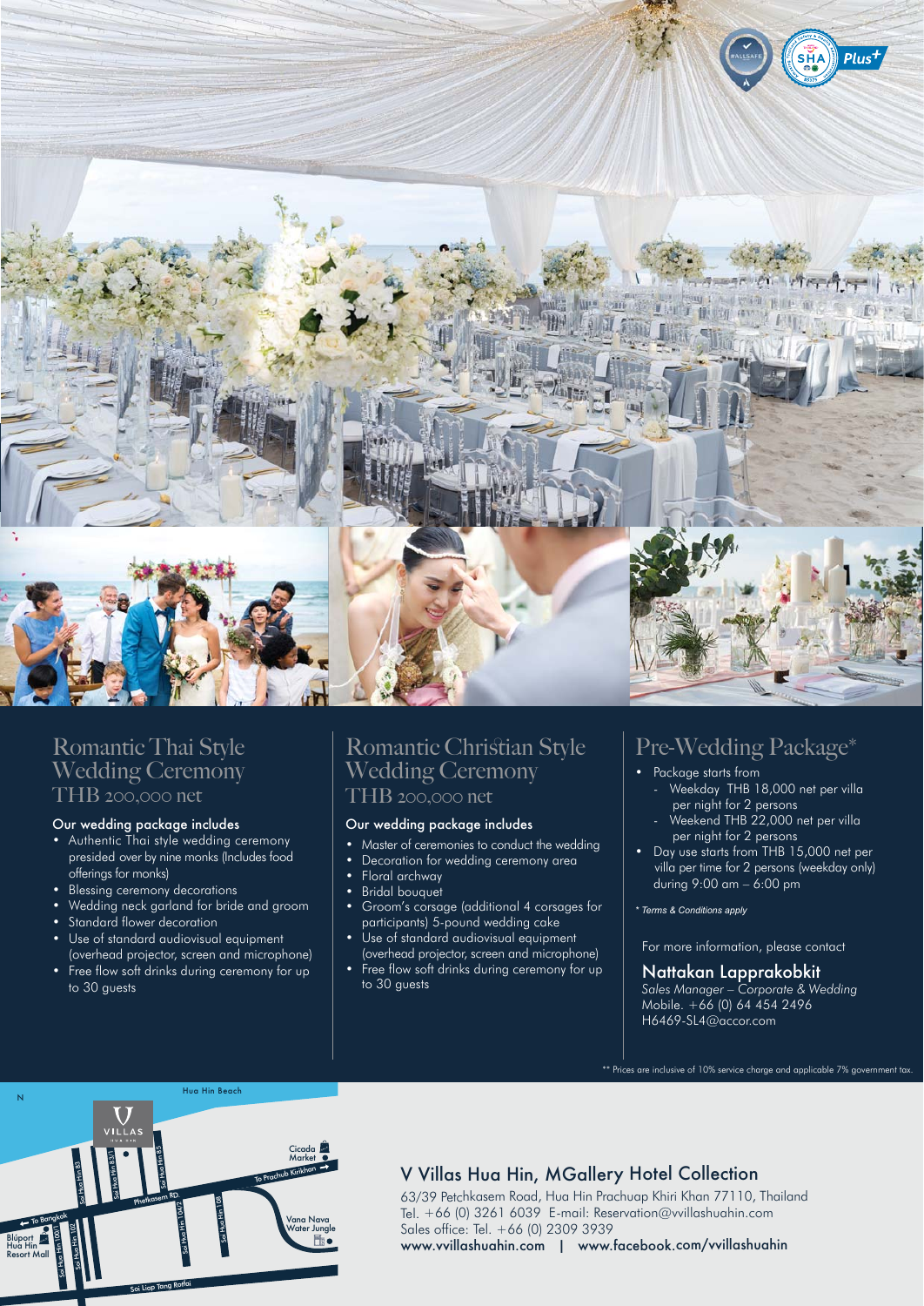## Romantic Thai Style Wedding Ceremony THB 200,000 net

### Our wedding package includes

- Authentic Thai style wedding ceremony presided over by nine monks (Includes food offerings for monks)
- Blessing ceremony decorations
- Wedding neck garland for bride and groom
- Standard flower decoration
- Use of standard audiovisual equipment (overhead projector, screen and microphone)
- Free flow soft drinks during ceremony for up to 30 guests

## Romantic Christian Style Wedding Ceremony THB 200,000 net

### Our wedding package includes

- Master of ceremonies to conduct the wedding
- Decoration for wedding ceremony area
- Floral archway
- Bridal bouquet
- Groom's corsage (additional 4 corsages for participants) 5-pound wedding cake
- Use of standard audiovisual equipment (overhead projector, screen and microphone)
- Free flow soft drinks during ceremony for up to 30 guests

## Pre-Wedding Package*

- Package starts from
  - Weekday THB 18,000 net per villa per night for 2 persons
  - Weekend THB 22,000 net per villa per night for 2 persons
- Day use starts from THB 15,000 net per villa per time for 2 persons (weekday only) during 9:00 am – 6:00 pm

*\* Terms & Conditions apply*

For more information, please contact

**Nattakan Lapprakobkit**
*Sales Manager – Corporate & Wedding*
Mobile. +66 (0) 64 454 2496
H6469-SL4@accor.com

** Prices are inclusive of 10% service charge and applicable 7% government tax.

## V Villas Hua Hin, MGallery Hotel Collection

63/39 Petchkasem Road, Hua Hin Prachuap Khiri Khan 77110, Thailand
Tel. +66 (0) 3261 6039 E-mail: Reservation@vvillashuahin.com
Sales office: Tel. +66 (0) 2309 3939
www.vvillashuahin.com | www.facebook.com/vvillashuahin